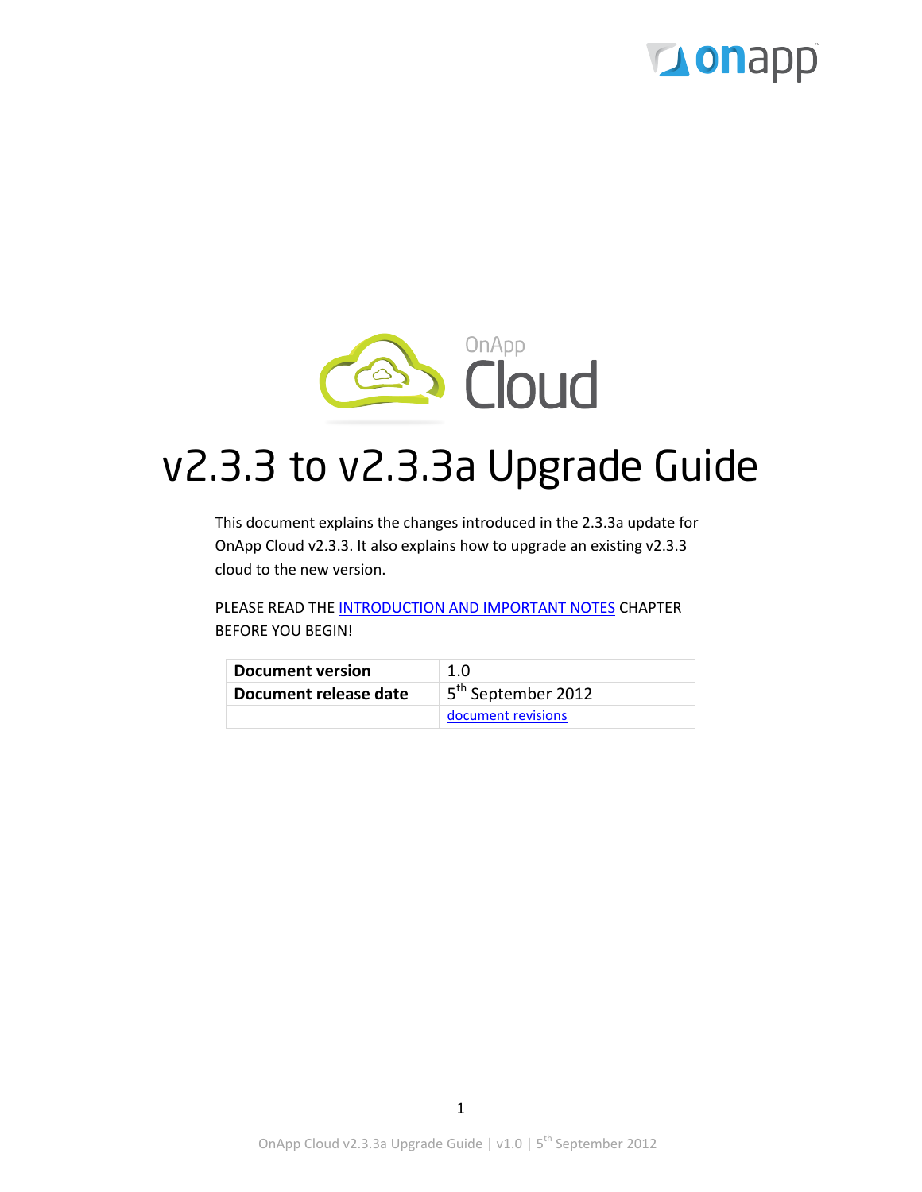# v2.3.3 to v2.3.3a Upgrade Guide

This document explains the changes introduced in the 2.3.3a update for OnApp Cloud v2.3.3. It also explains how to upgrade an existing v2.3.3 cloud to the new version.

PLEASE READ THE INTRODUCTION AND IMPORTANT NOTES CHAPTER BEFORE YOU BEGIN!

| | |
|---|---|
| **Document version** | 1.0 |
| **Document release date** | 5th September 2012 |
| | document revisions |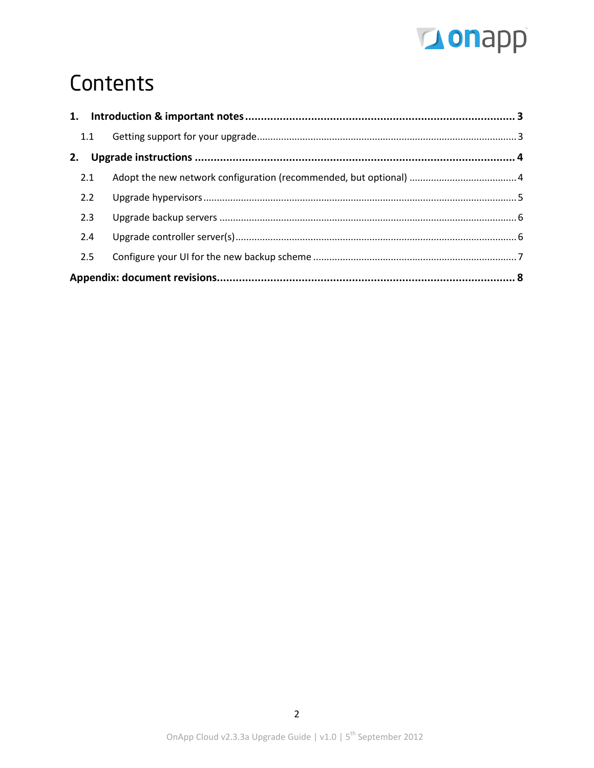# Contents

**1. Introduction & important notes ........ 3**

1.1 Getting support for your upgrade ........ 3

**2. Upgrade instructions ........ 4**

2.1 Adopt the new network configuration (recommended, but optional) ........ 4

2.2 Upgrade hypervisors ........ 5

2.3 Upgrade backup servers ........ 6

2.4 Upgrade controller server(s) ........ 6

2.5 Configure your UI for the new backup scheme ........ 7

**Appendix: document revisions ........ 8**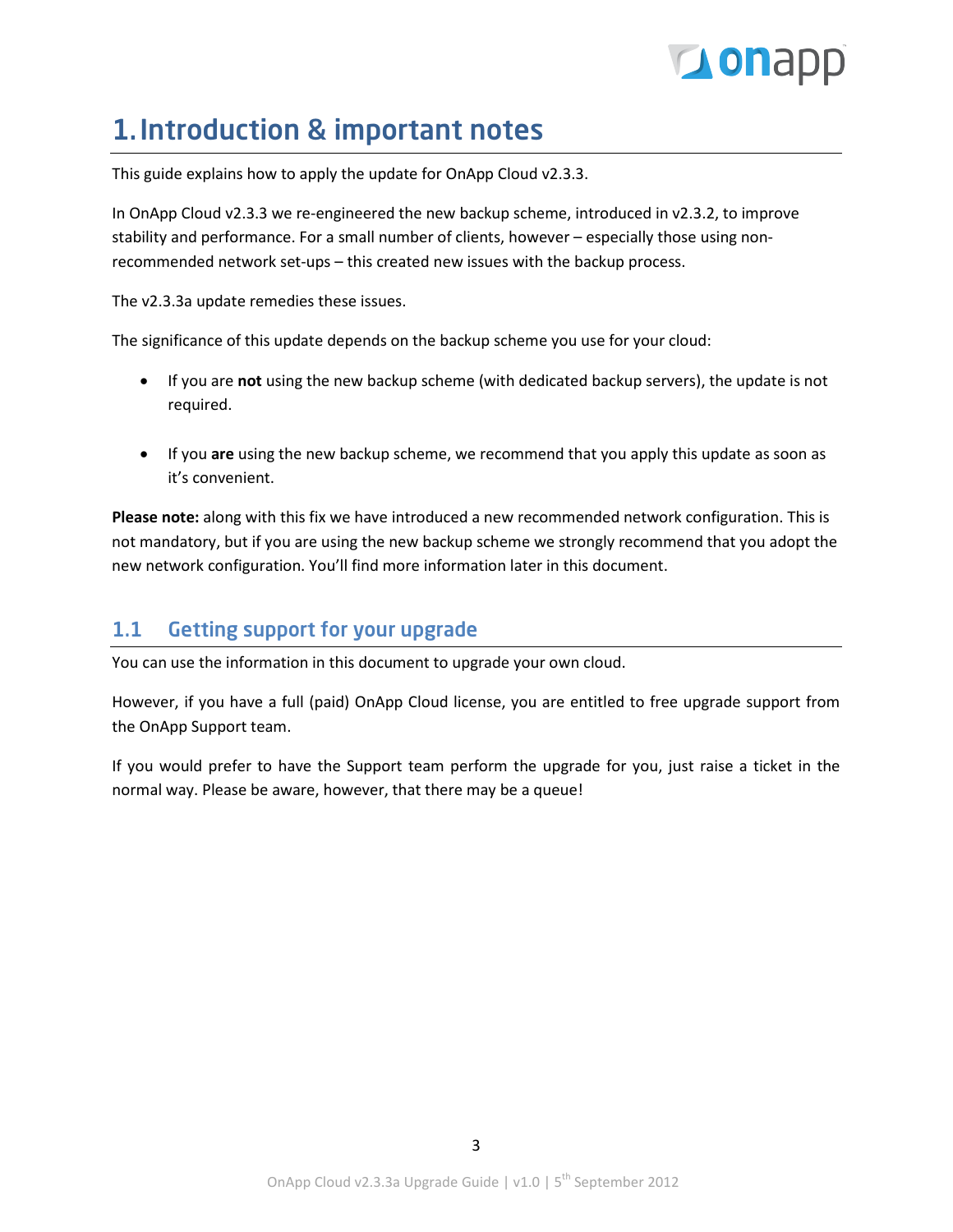# 1. Introduction & important notes

This guide explains how to apply the update for OnApp Cloud v2.3.3.

In OnApp Cloud v2.3.3 we re-engineered the new backup scheme, introduced in v2.3.2, to improve stability and performance. For a small number of clients, however – especially those using non-recommended network set-ups – this created new issues with the backup process.

The v2.3.3a update remedies these issues.

The significance of this update depends on the backup scheme you use for your cloud:

- If you are **not** using the new backup scheme (with dedicated backup servers), the update is not required.
- If you **are** using the new backup scheme, we recommend that you apply this update as soon as it's convenient.

**Please note:** along with this fix we have introduced a new recommended network configuration. This is not mandatory, but if you are using the new backup scheme we strongly recommend that you adopt the new network configuration. You'll find more information later in this document.

## 1.1 Getting support for your upgrade

You can use the information in this document to upgrade your own cloud.

However, if you have a full (paid) OnApp Cloud license, you are entitled to free upgrade support from the OnApp Support team.

If you would prefer to have the Support team perform the upgrade for you, just raise a ticket in the normal way. Please be aware, however, that there may be a queue!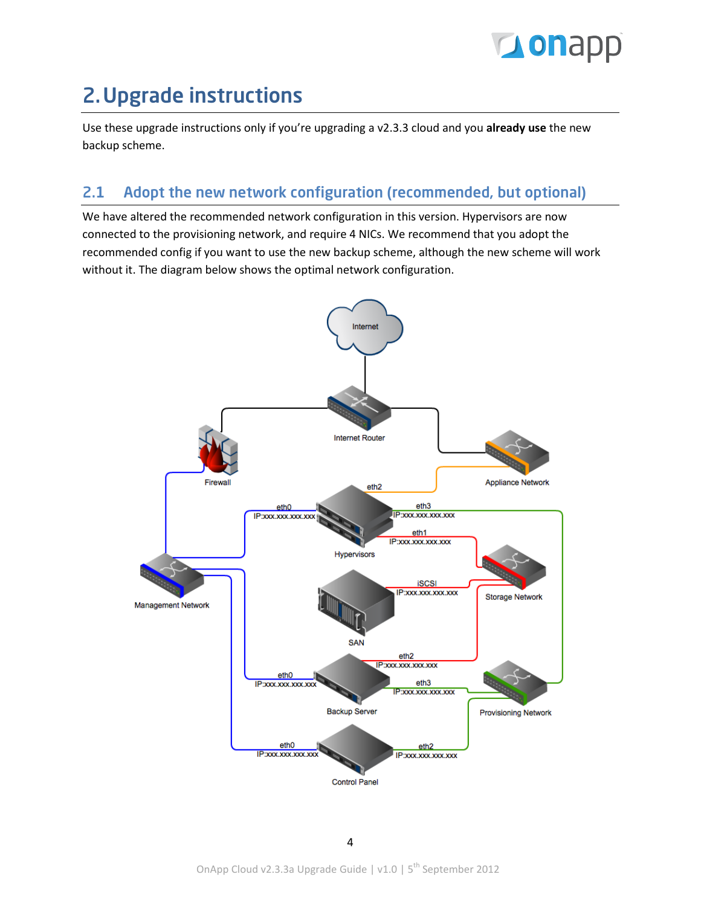# 2. Upgrade instructions

Use these upgrade instructions only if you're upgrading a v2.3.3 cloud and you **already use** the new backup scheme.

## 2.1 Adopt the new network configuration (recommended, but optional)

We have altered the recommended network configuration in this version. Hypervisors are now connected to the provisioning network, and require 4 NICs. We recommend that you adopt the recommended config if you want to use the new backup scheme, although the new scheme will work without it. The diagram below shows the optimal network configuration.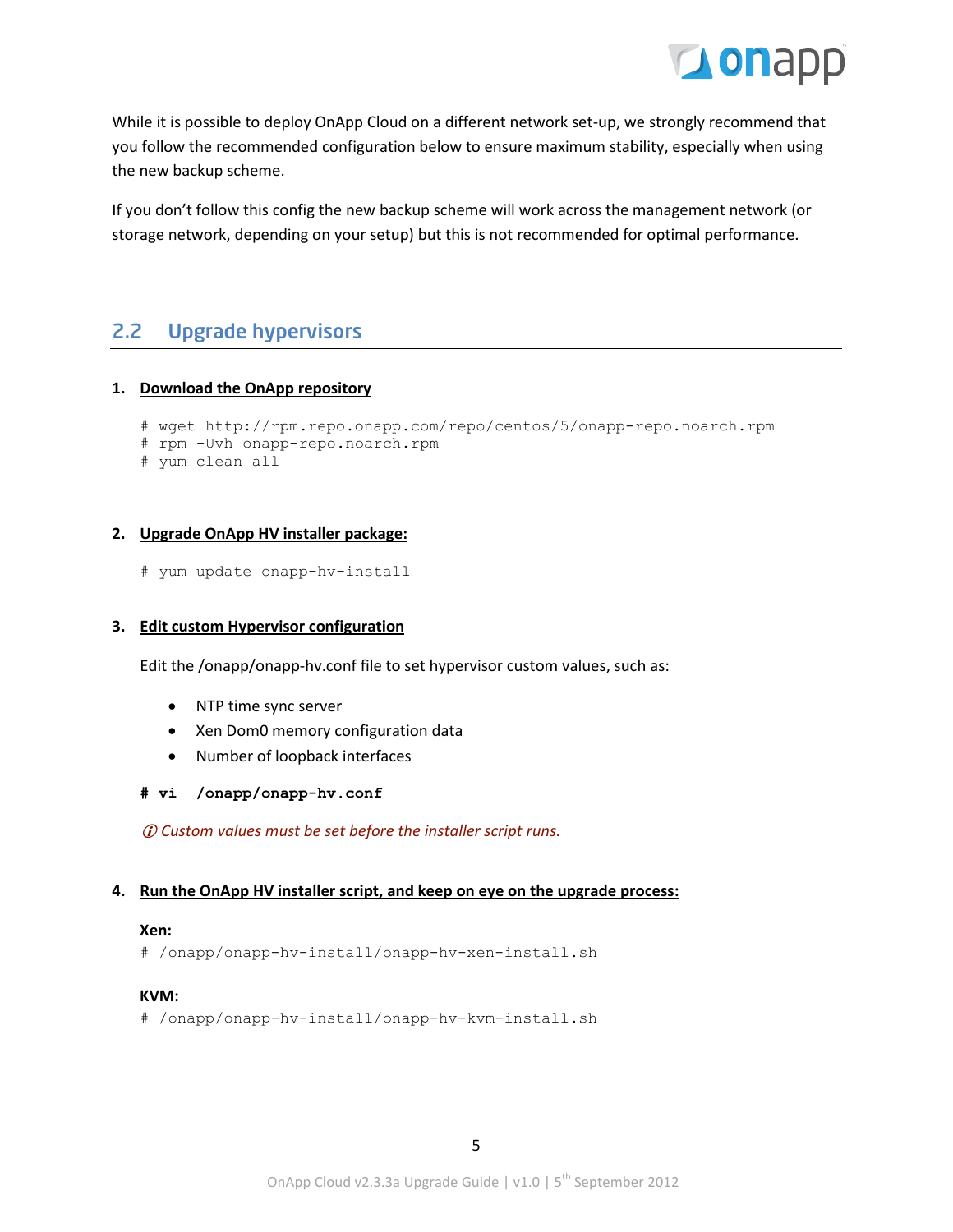While it is possible to deploy OnApp Cloud on a different network set-up, we strongly recommend that you follow the recommended configuration below to ensure maximum stability, especially when using the new backup scheme.

If you don't follow this config the new backup scheme will work across the management network (or storage network, depending on your setup) but this is not recommended for optimal performance.

## 2.2 Upgrade hypervisors

1. **Download the OnApp repository**

```
# wget http://rpm.repo.onapp.com/repo/centos/5/onapp-repo.noarch.rpm
# rpm -Uvh onapp-repo.noarch.rpm
# yum clean all
```

2. **Upgrade OnApp HV installer package:**

```
# yum update onapp-hv-install
```

3. **Edit custom Hypervisor configuration**

   Edit the /onapp/onapp-hv.conf file to set hypervisor custom values, such as:

   - NTP time sync server
   - Xen Dom0 memory configuration data
   - Number of loopback interfaces

```
# vi  /onapp/onapp-hv.conf
```

   *ⓘ Custom values must be set before the installer script runs.*

4. **Run the OnApp HV installer script, and keep on eye on the upgrade process:**

   **Xen:**

```
# /onapp/onapp-hv-install/onapp-hv-xen-install.sh
```

   **KVM:**

```
# /onapp/onapp-hv-install/onapp-hv-kvm-install.sh
```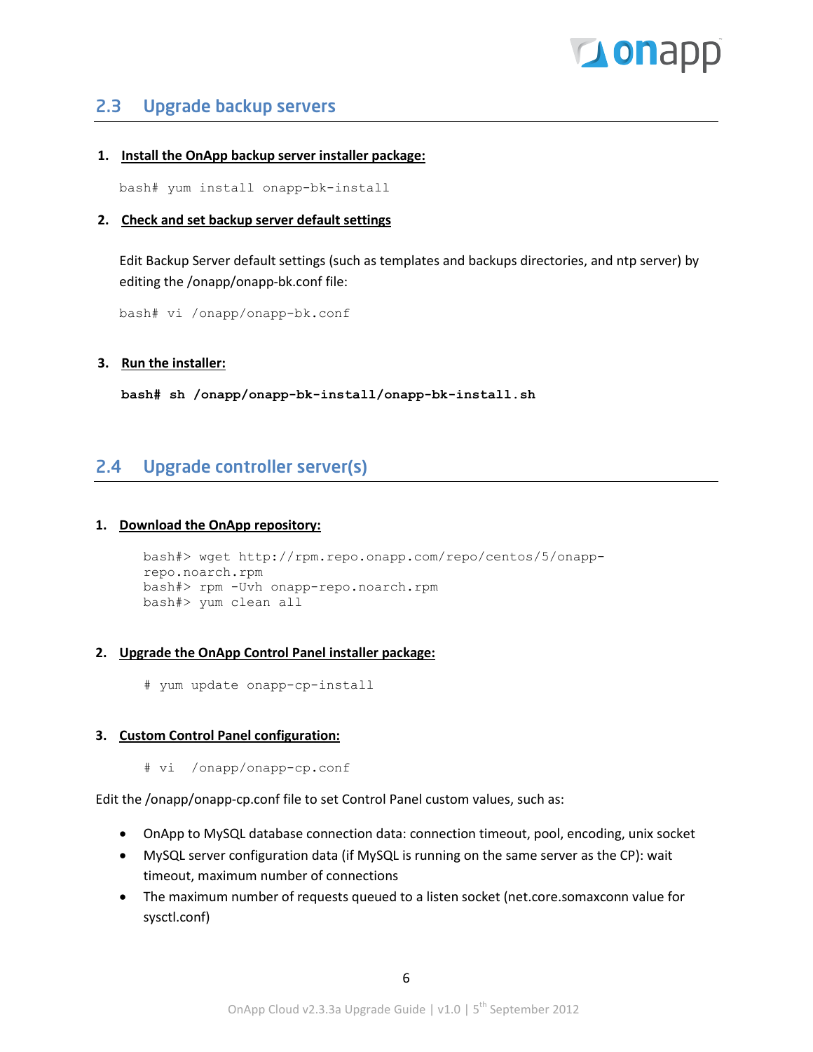## 2.3 Upgrade backup servers

1. **Install the OnApp backup server installer package:**

```
bash# yum install onapp-bk-install
```

2. **Check and set backup server default settings**

   Edit Backup Server default settings (such as templates and backups directories, and ntp server) by editing the /onapp/onapp-bk.conf file:

```
bash# vi /onapp/onapp-bk.conf
```

3. **Run the installer:**

```
bash# sh /onapp/onapp-bk-install/onapp-bk-install.sh
```

## 2.4 Upgrade controller server(s)

1. **Download the OnApp repository:**

```
bash#> wget http://rpm.repo.onapp.com/repo/centos/5/onapp-repo.noarch.rpm
bash#> rpm -Uvh onapp-repo.noarch.rpm
bash#> yum clean all
```

2. **Upgrade the OnApp Control Panel installer package:**

```
# yum update onapp-cp-install
```

3. **Custom Control Panel configuration:**

```
# vi  /onapp/onapp-cp.conf
```

Edit the /onapp/onapp-cp.conf file to set Control Panel custom values, such as:

- OnApp to MySQL database connection data: connection timeout, pool, encoding, unix socket
- MySQL server configuration data (if MySQL is running on the same server as the CP): wait timeout, maximum number of connections
- The maximum number of requests queued to a listen socket (net.core.somaxconn value for sysctl.conf)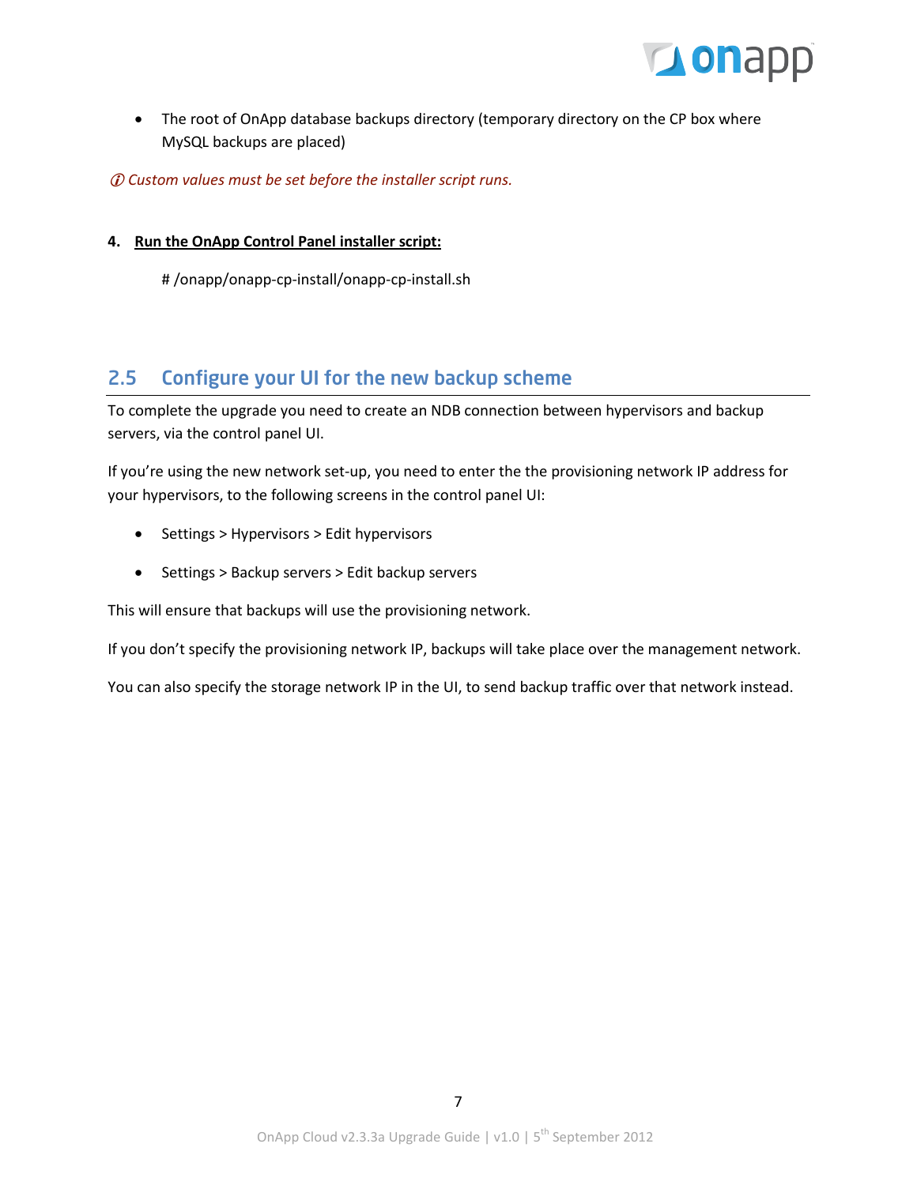- The root of OnApp database backups directory (temporary directory on the CP box where MySQL backups are placed)

*ⓘ Custom values must be set before the installer script runs.*

**4. Run the OnApp Control Panel installer script:**

```
# /onapp/onapp-cp-install/onapp-cp-install.sh
```

## 2.5 Configure your UI for the new backup scheme

To complete the upgrade you need to create an NDB connection between hypervisors and backup servers, via the control panel UI.

If you're using the new network set-up, you need to enter the the provisioning network IP address for your hypervisors, to the following screens in the control panel UI:

- Settings > Hypervisors > Edit hypervisors
- Settings > Backup servers > Edit backup servers

This will ensure that backups will use the provisioning network.

If you don't specify the provisioning network IP, backups will take place over the management network.

You can also specify the storage network IP in the UI, to send backup traffic over that network instead.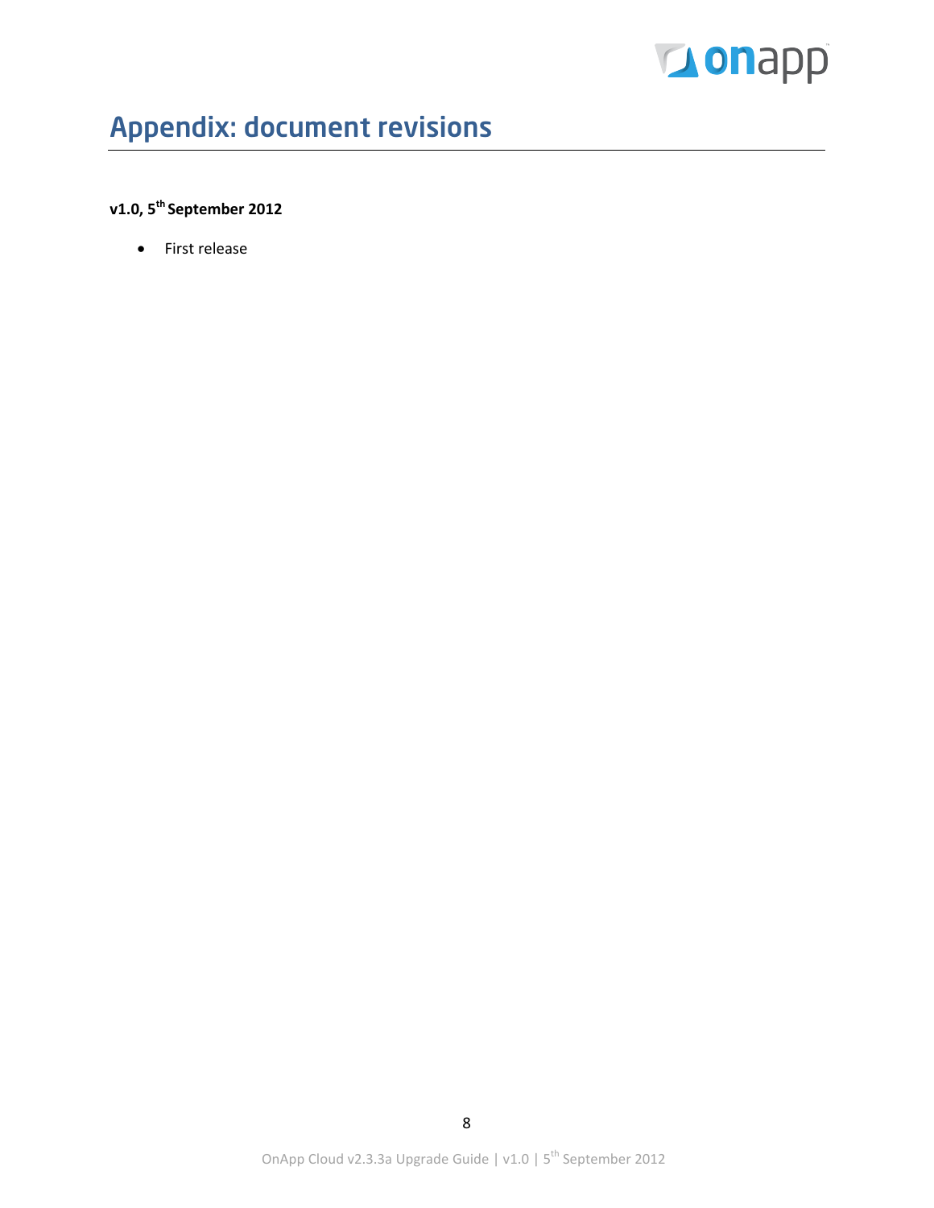# Appendix: document revisions

**v1.0, 5th September 2012**

- First release